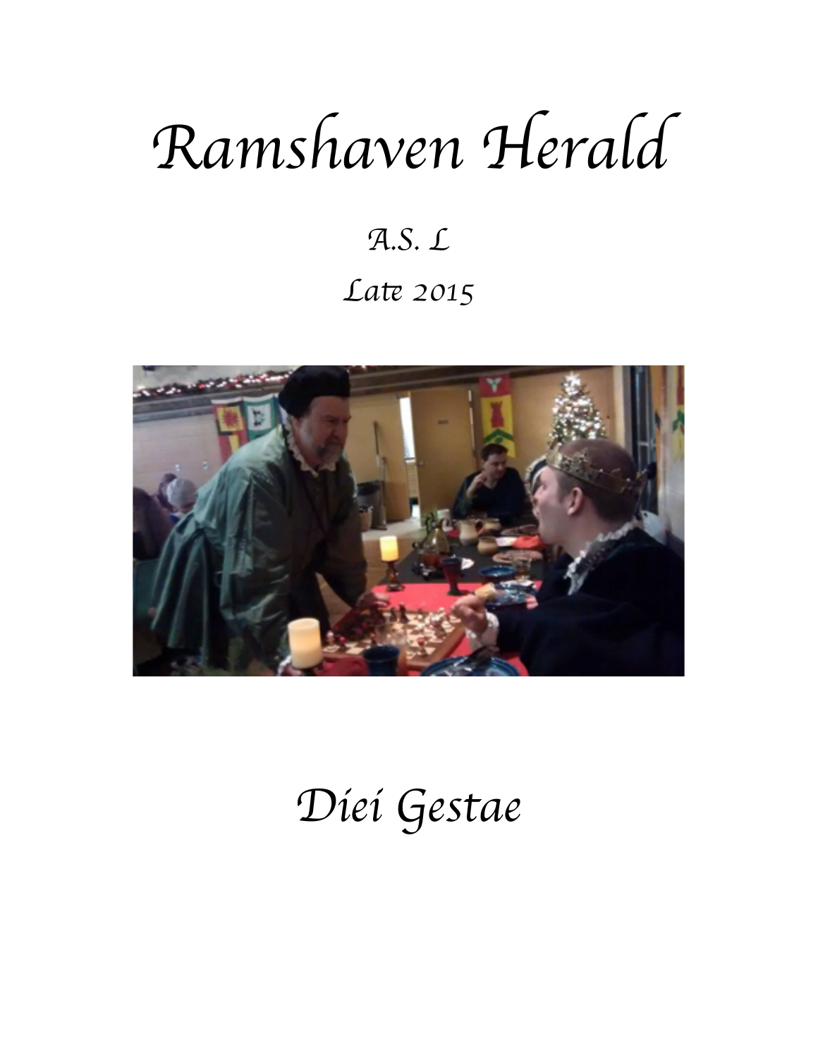# Ramshaven Herald

*A.S. L*

*Late 2015*

# *Diei Gestae*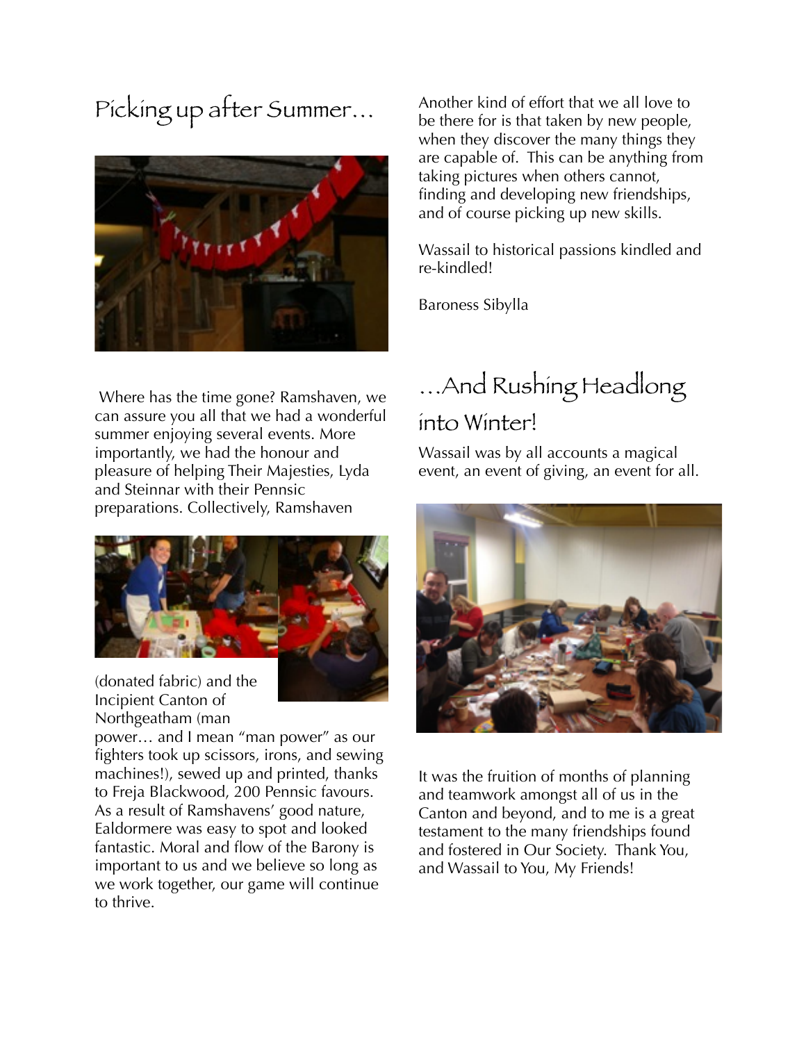# Picking up after Summer…

Where has the time gone? Ramshaven, we can assure you all that we had a wonderful summer enjoying several events. More importantly, we had the honour and pleasure of helping Their Majesties, Lyda and Steinnar with their Pennsic preparations. Collectively, Ramshaven (donated fabric) and the Incipient Canton of Northgeatham (man power… and I mean "man power" as our fighters took up scissors, irons, and sewing machines!), sewed up and printed, thanks to Freja Blackwood, 200 Pennsic favours. As a result of Ramshavens' good nature, Ealdormere was easy to spot and looked fantastic. Moral and flow of the Barony is important to us and we believe so long as we work together, our game will continue to thrive.

Another kind of effort that we all love to be there for is that taken by new people, when they discover the many things they are capable of. This can be anything from taking pictures when others cannot, finding and developing new friendships, and of course picking up new skills.

Wassail to historical passions kindled and re-kindled!

Baroness Sibylla

# …And Rushing Headlong into Winter!

Wassail was by all accounts a magical event, an event of giving, an event for all.

It was the fruition of months of planning and teamwork amongst all of us in the Canton and beyond, and to me is a great testament to the many friendships found and fostered in Our Society. Thank You, and Wassail to You, My Friends!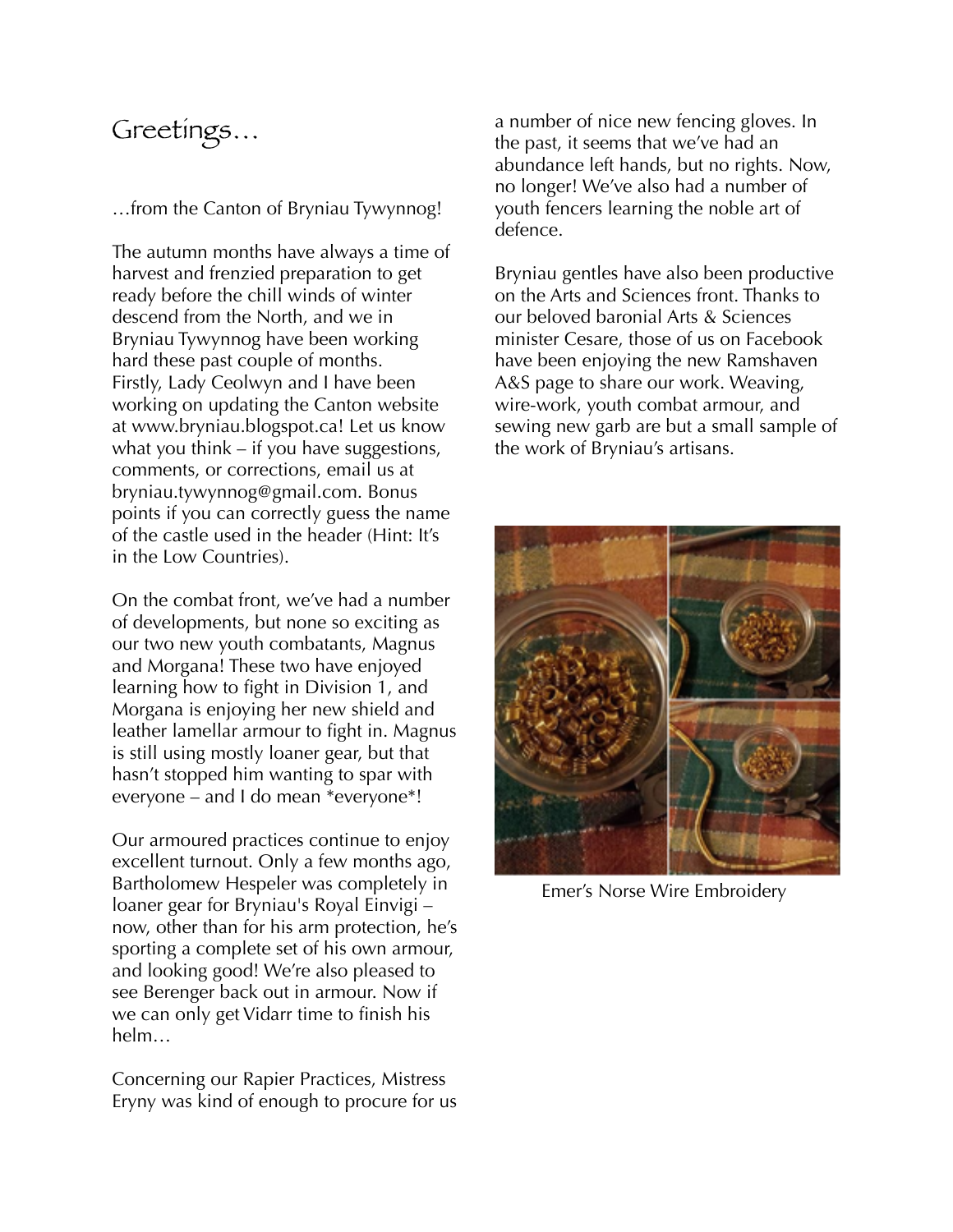# Greetings…

…from the Canton of Bryniau Tywynnog!

The autumn months have always a time of harvest and frenzied preparation to get ready before the chill winds of winter descend from the North, and we in Bryniau Tywynnog have been working hard these past couple of months. Firstly, Lady Ceolwyn and I have been working on updating the Canton website at www.bryniau.blogspot.ca! Let us know what you think – if you have suggestions, comments, or corrections, email us at bryniau.tywynnog@gmail.com. Bonus points if you can correctly guess the name of the castle used in the header (Hint: It's in the Low Countries).

On the combat front, we've had a number of developments, but none so exciting as our two new youth combatants, Magnus and Morgana! These two have enjoyed learning how to fight in Division 1, and Morgana is enjoying her new shield and leather lamellar armour to fight in. Magnus is still using mostly loaner gear, but that hasn't stopped him wanting to spar with everyone – and I do mean *everyone*!

Our armoured practices continue to enjoy excellent turnout. Only a few months ago, Bartholomew Hespeler was completely in loaner gear for Bryniau's Royal Einvigi – now, other than for his arm protection, he's sporting a complete set of his own armour, and looking good! We're also pleased to see Berenger back out in armour. Now if we can only get Vidarr time to finish his helm…

Concerning our Rapier Practices, Mistress Eryny was kind of enough to procure for us a number of nice new fencing gloves. In the past, it seems that we've had an abundance left hands, but no rights. Now, no longer! We've also had a number of youth fencers learning the noble art of defence.

Bryniau gentles have also been productive on the Arts and Sciences front. Thanks to our beloved baronial Arts & Sciences minister Cesare, those of us on Facebook have been enjoying the new Ramshaven A&S page to share our work. Weaving, wire-work, youth combat armour, and sewing new garb are but a small sample of the work of Bryniau's artisans.

Emer's Norse Wire Embroidery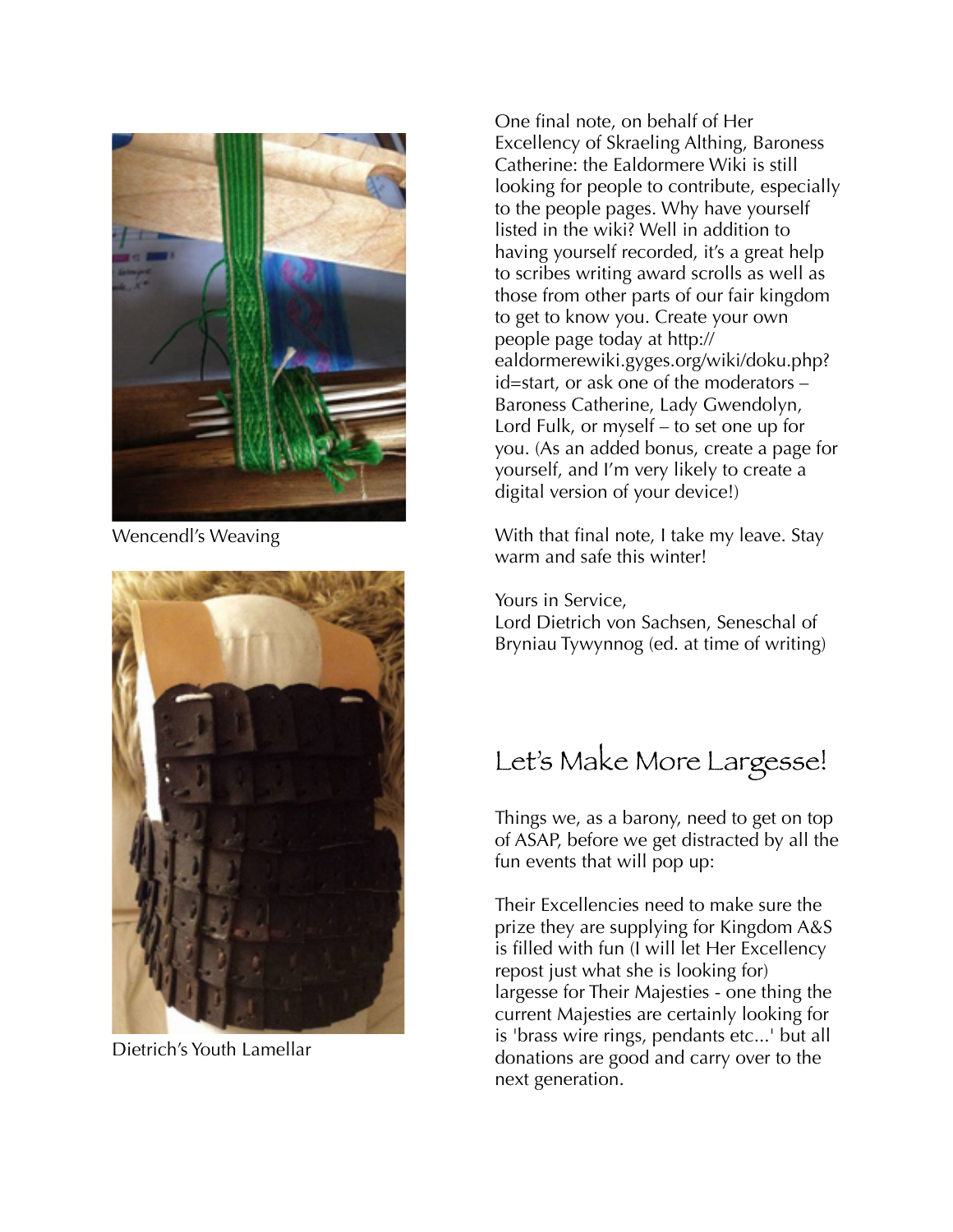Wencendl's Weaving

Dietrich's Youth Lamellar

One final note, on behalf of Her Excellency of Skraeling Althing, Baroness Catherine: the Ealdormere Wiki is still looking for people to contribute, especially to the people pages. Why have yourself listed in the wiki? Well in addition to having yourself recorded, it's a great help to scribes writing award scrolls as well as those from other parts of our fair kingdom to get to know you. Create your own people page today at http://ealdormerewiki.gyges.org/wiki/doku.php?id=start, or ask one of the moderators – Baroness Catherine, Lady Gwendolyn, Lord Fulk, or myself – to set one up for you. (As an added bonus, create a page for yourself, and I'm very likely to create a digital version of your device!)

With that final note, I take my leave. Stay warm and safe this winter!

Yours in Service,
Lord Dietrich von Sachsen, Seneschal of Bryniau Tywynnog (ed. at time of writing)

## Let's Make More Largesse!

Things we, as a barony, need to get on top of ASAP, before we get distracted by all the fun events that will pop up:

Their Excellencies need to make sure the prize they are supplying for Kingdom A&S is filled with fun (I will let Her Excellency repost just what she is looking for) largesse for Their Majesties - one thing the current Majesties are certainly looking for is 'brass wire rings, pendants etc...' but all donations are good and carry over to the next generation.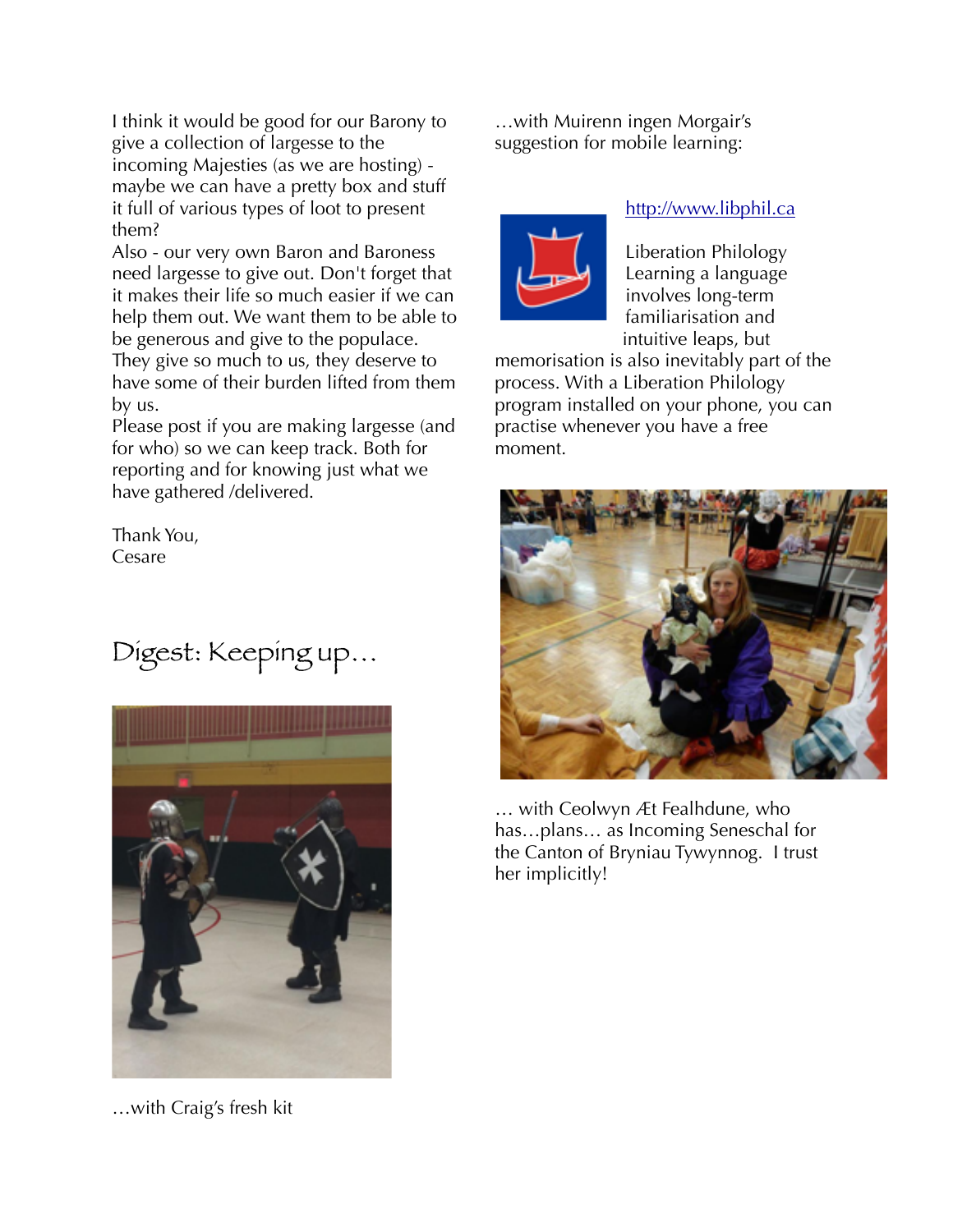I think it would be good for our Barony to give a collection of largesse to the incoming Majesties (as we are hosting) - maybe we can have a pretty box and stuff it full of various types of loot to present them?

Also - our very own Baron and Baroness need largesse to give out. Don't forget that it makes their life so much easier if we can help them out. We want them to be able to be generous and give to the populace. They give so much to us, they deserve to have some of their burden lifted from them by us.

Please post if you are making largesse (and for who) so we can keep track. Both for reporting and for knowing just what we have gathered /delivered.

Thank You,
Cesare

## Digest: Keeping up…

…with Craig's fresh kit

…with Muirenn ingen Morgair's suggestion for mobile learning:

http://www.libphil.ca

Liberation Philology
Learning a language involves long-term familiarisation and intuitive leaps, but memorisation is also inevitably part of the process. With a Liberation Philology program installed on your phone, you can practise whenever you have a free moment.

… with Ceolwyn Æt Fealhdune, who has…plans… as Incoming Seneschal for the Canton of Bryniau Tywynnog. I trust her implicitly!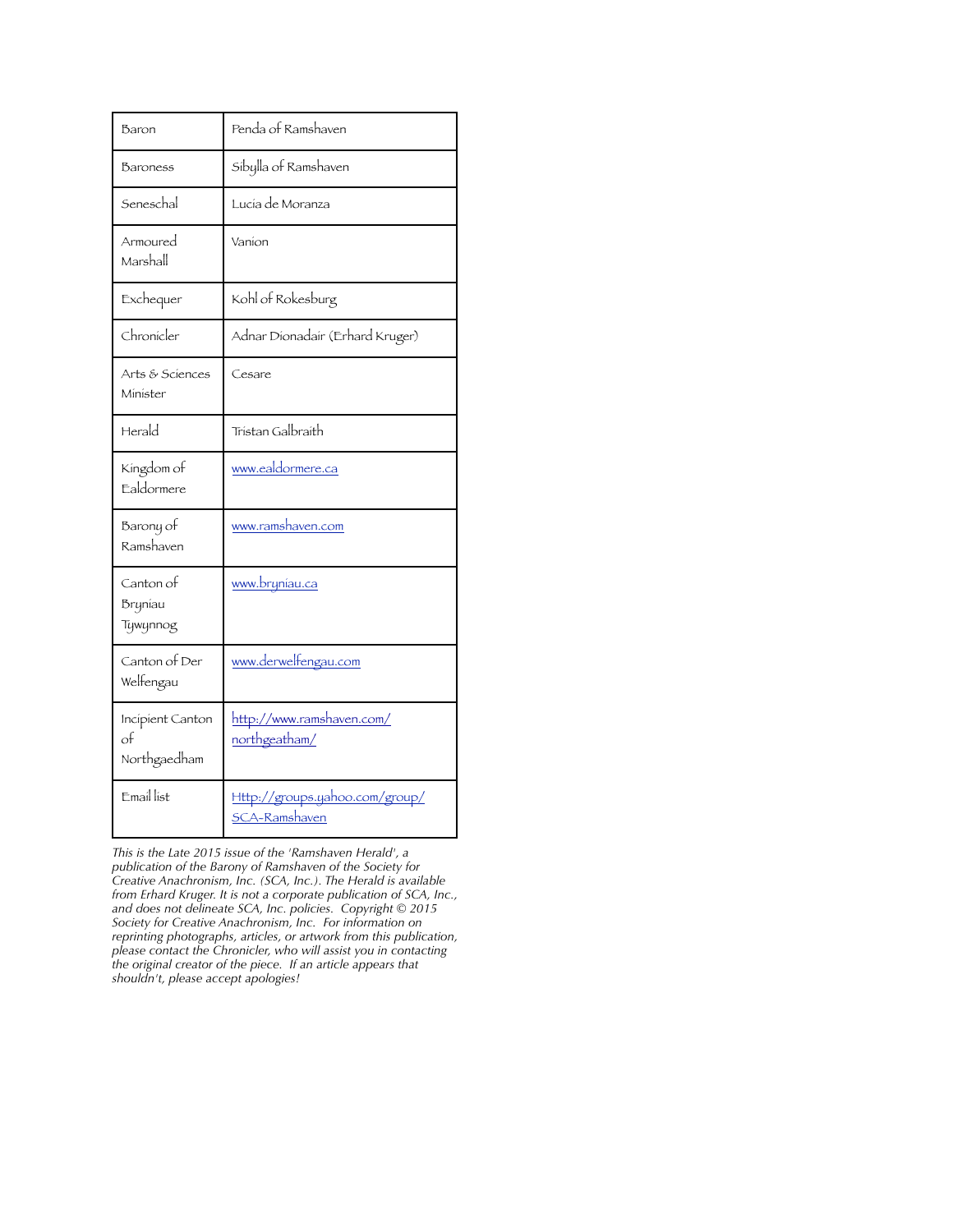| | |
|---|---|
| Baron | Penda of Ramshaven |
| Baroness | Sibylla of Ramshaven |
| Seneschal | Lucia de Moranza |
| Armoured Marshall | Vanion |
| Exchequer | Kohl of Rokesburg |
| Chronicler | Adnar Dionadair (Erhard Kruger) |
| Arts & Sciences Minister | Cesare |
| Herald | Tristan Galbraith |
| Kingdom of Ealdormere | www.ealdormere.ca |
| Barony of Ramshaven | www.ramshaven.com |
| Canton of Bryniau Tywynnog | www.bryniau.ca |
| Canton of Der Welfengau | www.derwelfengau.com |
| Incipient Canton of Northgaedham | http://www.ramshaven.com/northgeatham/ |
| Email list | Http://groups.yahoo.com/group/SCA-Ramshaven |

*This is the Late 2015 issue of the 'Ramshaven Herald', a publication of the Barony of Ramshaven of the Society for Creative Anachronism, Inc. (SCA, Inc.). The Herald is available from Erhard Kruger. It is not a corporate publication of SCA, Inc., and does not delineate SCA, Inc. policies. Copyright © 2015 Society for Creative Anachronism, Inc. For information on reprinting photographs, articles, or artwork from this publication, please contact the Chronicler, who will assist you in contacting the original creator of the piece. If an article appears that shouldn't, please accept apologies!*